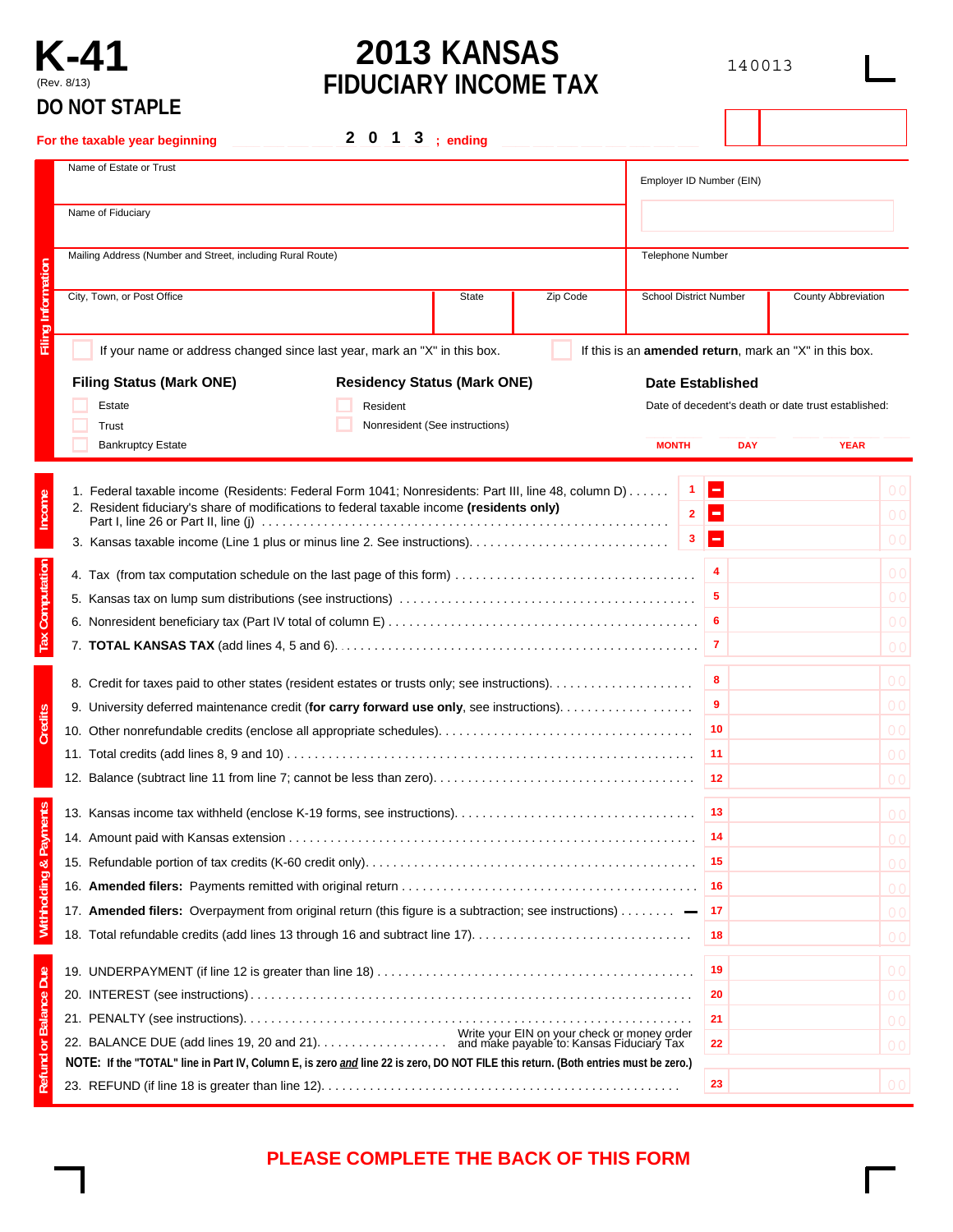# K-41

(Rev. 8/13)

**DO NOT STAPLE**

# 2013 KANSAS FIDUCIARY INCOME TAX

140013

For the taxable year beginning ______ 2 0 1 3 ; ending ______

## Filing Information

| Name of Estate or Trust | Employer ID Number (EIN) |
|---|---|
| Name of Fiduciary | |
| Mailing Address (Number and Street, including Rural Route) | Telephone Number |

| City, Town, or Post Office | State | Zip Code | School District Number | County Abbreviation |
|---|---|---|---|---|
| | | | | |

☐ If your name or address changed since last year, mark an "X" in this box.

☐ If this is an **amended return**, mark an "X" in this box.

**Filing Status (Mark ONE)**
- ☐ Estate
- ☐ Trust
- ☐ Bankruptcy Estate

**Residency Status (Mark ONE)**
- ☐ Resident
- ☐ Nonresident (See instructions)

**Date Established**

Date of decedent's death or date trust established:

MONTH ____ DAY ____ YEAR ____

## Income

1. Federal taxable income (Residents: Federal Form 1041; Nonresidents: Part III, line 48, column D) . . . . . . **1** − ______ 00
2. Resident fiduciary's share of modifications to federal taxable income **(residents only)** Part I, line 26 or Part II, line (j) . . . . . . **2** − ______ 00
3. Kansas taxable income (Line 1 plus or minus line 2. See instructions). . . . . . **3** − ______ 00

## Tax Computation

4. Tax (from tax computation schedule on the last page of this form) . . . . . . **4** ______ 00
5. Kansas tax on lump sum distributions (see instructions) . . . . . . **5** ______ 00
6. Nonresident beneficiary tax (Part IV total of column E) . . . . . . **6** ______ 00
7. **TOTAL KANSAS TAX** (add lines 4, 5 and 6). . . . . . **7** ______ 00

## Credits

8. Credit for taxes paid to other states (resident estates or trusts only; see instructions). . . . . . **8** ______ 00
9. University deferred maintenance credit (**for carry forward use only**, see instructions). . . . . . **9** ______ 00
10. Other nonrefundable credits (enclose all appropriate schedules). . . . . . **10** ______ 00
11. Total credits (add lines 8, 9 and 10) . . . . . . **11** ______ 00
12. Balance (subtract line 11 from line 7; cannot be less than zero). . . . . . **12** ______ 00

## Withholding & Payments

13. Kansas income tax withheld (enclose K-19 forms, see instructions). . . . . . **13** ______ 00
14. Amount paid with Kansas extension . . . . . . **14** ______ 00
15. Refundable portion of tax credits (K-60 credit only). . . . . . **15** ______ 00
16. **Amended filers:** Payments remitted with original return . . . . . . **16** ______ 00
17. **Amended filers:** Overpayment from original return (this figure is a subtraction; see instructions) . . . . . . − **17** ______ 00
18. Total refundable credits (add lines 13 through 16 and subtract line 17). . . . . . **18** ______ 00

## Refund or Balance Due

19. UNDERPAYMENT (if line 12 is greater than line 18) . . . . . . **19** ______ 00
20. INTEREST (see instructions) . . . . . . **20** ______ 00
21. PENALTY (see instructions). . . . . . **21** ______ 00
22. BALANCE DUE (add lines 19, 20 and 21). . . . . . Write your EIN on your check or money order and make payable to: Kansas Fiduciary Tax **22** ______ 00

**NOTE: If the "TOTAL" line in Part IV, Column E, is zero *and* line 22 is zero, DO NOT FILE this return. (Both entries must be zero.)**

23. REFUND (if line 18 is greater than line 12). . . . . . **23** ______ 00

**PLEASE COMPLETE THE BACK OF THIS FORM**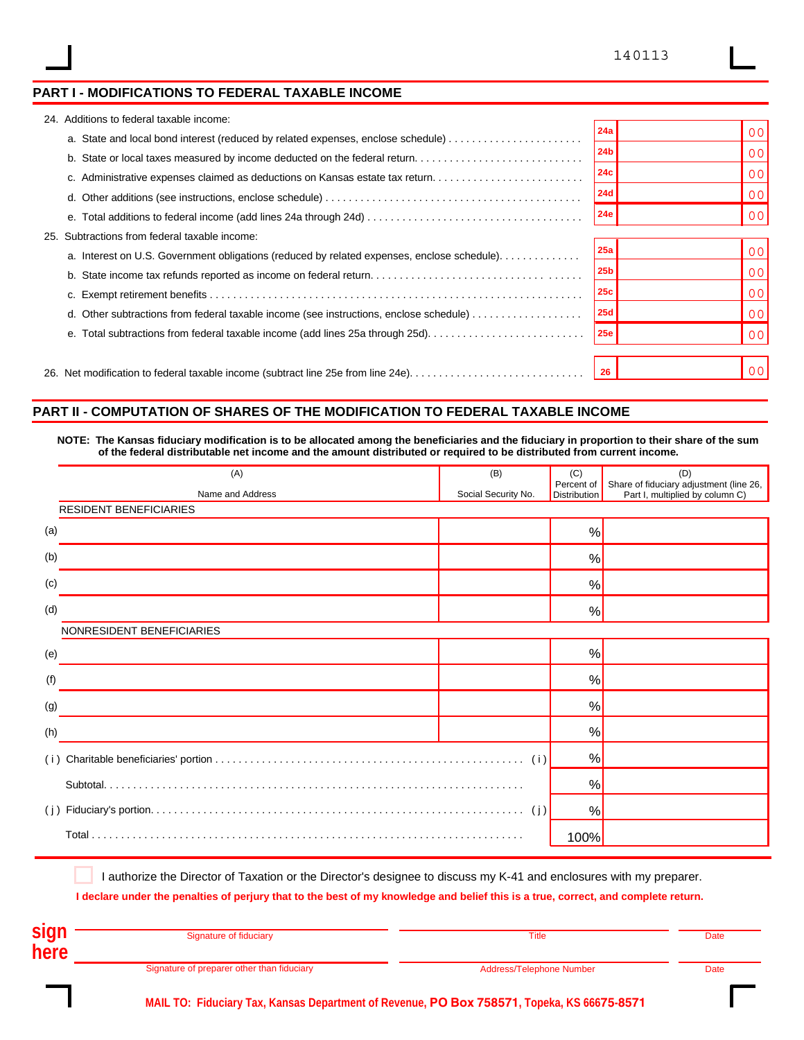140113

## PART I - MODIFICATIONS TO FEDERAL TAXABLE INCOME

24. Additions to federal taxable income:

| Line | Description | Box | Amount |
|---|---|---|---|
| a. | State and local bond interest (reduced by related expenses, enclose schedule) | 24a | 00 |
| b. | State or local taxes measured by income deducted on the federal return. | 24b | 00 |
| c. | Administrative expenses claimed as deductions on Kansas estate tax return. | 24c | 00 |
| d. | Other additions (see instructions, enclose schedule) | 24d | 00 |
| e. | Total additions to federal income (add lines 24a through 24d) | 24e | 00 |

25. Subtractions from federal taxable income:

| Line | Description | Box | Amount |
|---|---|---|---|
| a. | Interest on U.S. Government obligations (reduced by related expenses, enclose schedule). | 25a | 00 |
| b. | State income tax refunds reported as income on federal return. | 25b | 00 |
| c. | Exempt retirement benefits | 25c | 00 |
| d. | Other subtractions from federal taxable income (see instructions, enclose schedule) | 25d | 00 |
| e. | Total subtractions from federal taxable income (add lines 25a through 25d). | 25e | 00 |

26. Net modification to federal taxable income (subtract line 25e from line 24e). **26** 00

## PART II - COMPUTATION OF SHARES OF THE MODIFICATION TO FEDERAL TAXABLE INCOME

**NOTE: The Kansas fiduciary modification is to be allocated among the beneficiaries and the fiduciary in proportion to their share of the sum of the federal distributable net income and the amount distributed or required to be distributed from current income.**

| | (A) Name and Address | (B) Social Security No. | (C) Percent of Distribution | (D) Share of fiduciary adjustment (line 26, Part I, multiplied by column C) |
|---|---|---|---|---|
| | RESIDENT BENEFICIARIES | | | |
| (a) | | | % | |
| (b) | | | % | |
| (c) | | | % | |
| (d) | | | % | |
| | NONRESIDENT BENEFICIARIES | | | |
| (e) | | | % | |
| (f) | | | % | |
| (g) | | | % | |
| (h) | | | % | |
| (i) | Charitable beneficiaries' portion | (i) | % | |
| | Subtotal | | % | |
| (j) | Fiduciary's portion | (j) | % | |
| | Total | | 100% | |

☐ I authorize the Director of Taxation or the Director's designee to discuss my K-41 and enclosures with my preparer.

**I declare under the penalties of perjury that to the best of my knowledge and belief this is a true, correct, and complete return.**

**sign here**

| Signature of fiduciary | Title | Date |
|---|---|---|
| Signature of preparer other than fiduciary | Address/Telephone Number | Date |

**MAIL TO: Fiduciary Tax, Kansas Department of Revenue, PO Box 758571, Topeka, KS 66675-8571**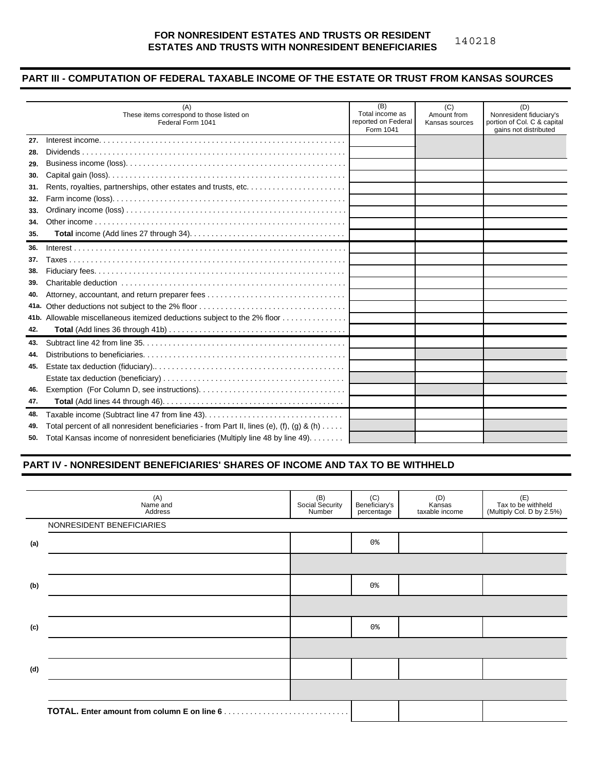**FOR NONRESIDENT ESTATES AND TRUSTS OR RESIDENT ESTATES AND TRUSTS WITH NONRESIDENT BENEFICIARIES**

140218

## PART III - COMPUTATION OF FEDERAL TAXABLE INCOME OF THE ESTATE OR TRUST FROM KANSAS SOURCES

| | (A) These items correspond to those listed on Federal Form 1041 | (B) Total income as reported on Federal Form 1041 | (C) Amount from Kansas sources | (D) Nonresident fiduciary's portion of Col. C & capital gains not distributed |
|---|---|---|---|---|
| 27. | Interest income | | | |
| 28. | Dividends | | | |
| 29. | Business income (loss) | | | |
| 30. | Capital gain (loss) | | | |
| 31. | Rents, royalties, partnerships, other estates and trusts, etc. | | | |
| 32. | Farm income (loss) | | | |
| 33. | Ordinary income (loss) | | | |
| 34. | Other income | | | |
| 35. | **Total** income (Add lines 27 through 34) | | | |
| 36. | Interest | | | |
| 37. | Taxes | | | |
| 38. | Fiduciary fees | | | |
| 39. | Charitable deduction | | | |
| 40. | Attorney, accountant, and return preparer fees | | | |
| 41a. | Other deductions not subject to the 2% floor | | | |
| 41b. | Allowable miscellaneous itemized deductions subject to the 2% floor | | | |
| 42. | **Total** (Add lines 36 through 41b) | | | |
| 43. | Subtract line 42 from line 35 | | | |
| 44. | Distributions to beneficiaries | | | |
| 45. | Estate tax deduction (fiduciary) | | | |
| | Estate tax deduction (beneficiary) | | | |
| 46. | Exemption (For Column D, see instructions) | | | |
| 47. | **Total** (Add lines 44 through 46) | | | |
| 48. | Taxable income (Subtract line 47 from line 43) | | | |
| 49. | Total percent of all nonresident beneficiaries - from Part II, lines (e), (f), (g) & (h) | | | |
| 50. | Total Kansas income of nonresident beneficiaries (Multiply line 48 by line 49) | | | |

## PART IV - NONRESIDENT BENEFICIARIES' SHARES OF INCOME AND TAX TO BE WITHHELD

| | (A) Name and Address | (B) Social Security Number | (C) Beneficiary's percentage | (D) Kansas taxable income | (E) Tax to be withheld (Multiply Col. D by 2.5%) |
|---|---|---|---|---|---|
| | NONRESIDENT BENEFICIARIES | | | | |
| (a) | | | 0% | | |
| | | | | | |
| (b) | | | 0% | | |
| | | | | | |
| (c) | | | 0% | | |
| | | | | | |
| (d) | | | | | |
| | | | | | |
| | **TOTAL. Enter amount from column E on line 6** | | | | |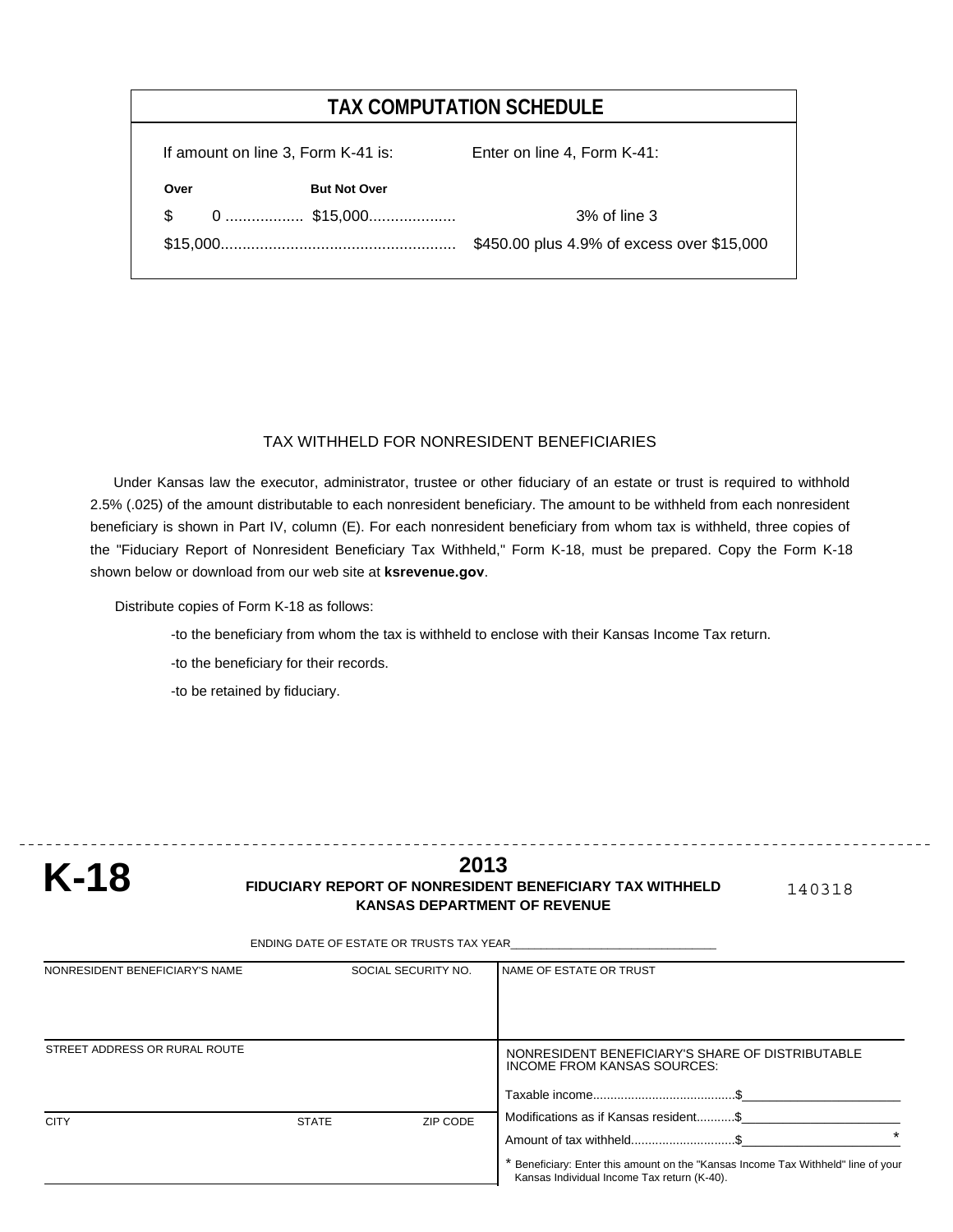## TAX COMPUTATION SCHEDULE

| If amount on line 3, Form K-41 is: | | Enter on line 4, Form K-41: |
|---|---|---|
| **Over** | **But Not Over** | |
| $ 0 | $15,000 | 3% of line 3 |
| $15,000 | | $450.00 plus 4.9% of excess over $15,000 |

### TAX WITHHELD FOR NONRESIDENT BENEFICIARIES

Under Kansas law the executor, administrator, trustee or other fiduciary of an estate or trust is required to withhold 2.5% (.025) of the amount distributable to each nonresident beneficiary. The amount to be withheld from each nonresident beneficiary is shown in Part IV, column (E). For each nonresident beneficiary from whom tax is withheld, three copies of the "Fiduciary Report of Nonresident Beneficiary Tax Withheld," Form K-18, must be prepared. Copy the Form K-18 shown below or download from our web site at **ksrevenue.gov**.

Distribute copies of Form K-18 as follows:

- to the beneficiary from whom the tax is withheld to enclose with their Kansas Income Tax return.
- to the beneficiary for their records.
- to be retained by fiduciary.

---

# K-18

**2013**
**FIDUCIARY REPORT OF NONRESIDENT BENEFICIARY TAX WITHHELD**
**KANSAS DEPARTMENT OF REVENUE**

140318

ENDING DATE OF ESTATE OR TRUSTS TAX YEAR_______________________________

| NONRESIDENT BENEFICIARY'S NAME | SOCIAL SECURITY NO. | | NAME OF ESTATE OR TRUST |
|---|---|---|---|
| STREET ADDRESS OR RURAL ROUTE | | | NONRESIDENT BENEFICIARY'S SHARE OF DISTRIBUTABLE INCOME FROM KANSAS SOURCES: |
| | | | Taxable income.........................................$______________________ |
| CITY | STATE | ZIP CODE | Modifications as if Kansas resident...........$______________________ |
| | | | Amount of tax withheld.............................$______________________ * |
| | | | * Beneficiary: Enter this amount on the "Kansas Income Tax Withheld" line of your Kansas Individual Income Tax return (K-40). |